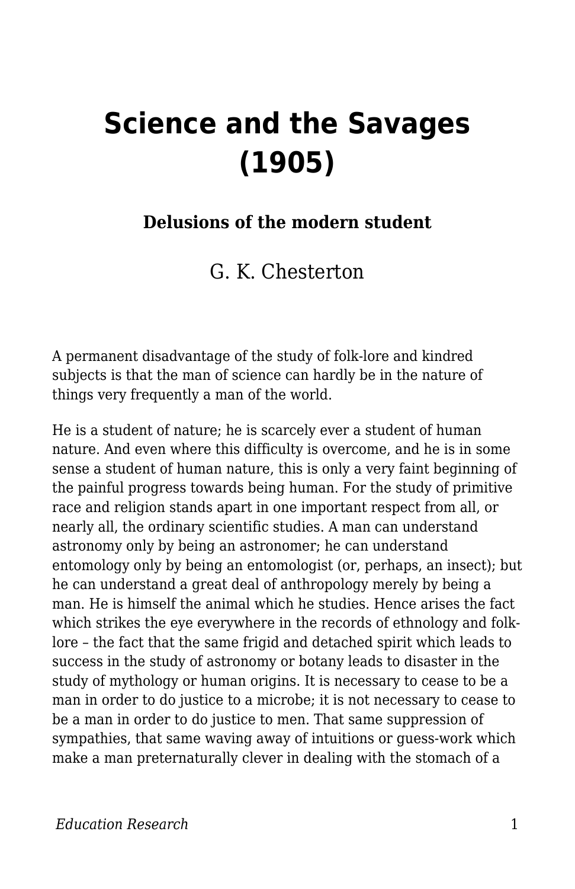# Science and the Savages (1905)

### Delusions of the modern student

G. K. Chesterton

A permanent disadvantage of the study of folk-lore and kindred subjects is that the man of science can hardly be in the nature of things very frequently a man of the world.

He is a student of nature; he is scarcely ever a student of human nature. And even where this difficulty is overcome, and he is in some sense a student of human nature, this is only a very faint beginning of the painful progress towards being human. For the study of primitive race and religion stands apart in one important respect from all, or nearly all, the ordinary scientific studies. A man can understand astronomy only by being an astronomer; he can understand entomology only by being an entomologist (or, perhaps, an insect); but he can understand a great deal of anthropology merely by being a man. He is himself the animal which he studies. Hence arises the fact which strikes the eye everywhere in the records of ethnology and folk-lore – the fact that the same frigid and detached spirit which leads to success in the study of astronomy or botany leads to disaster in the study of mythology or human origins. It is necessary to cease to be a man in order to do justice to a microbe; it is not necessary to cease to be a man in order to do justice to men. That same suppression of sympathies, that same waving away of intuitions or guess-work which make a man preternaturally clever in dealing with the stomach of a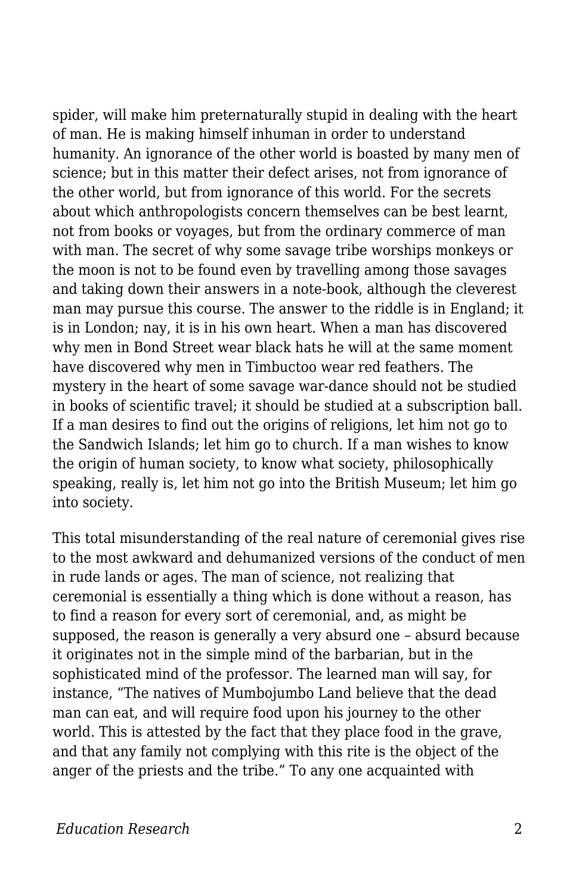spider, will make him preternaturally stupid in dealing with the heart of man. He is making himself inhuman in order to understand humanity. An ignorance of the other world is boasted by many men of science; but in this matter their defect arises, not from ignorance of the other world, but from ignorance of this world. For the secrets about which anthropologists concern themselves can be best learnt, not from books or voyages, but from the ordinary commerce of man with man. The secret of why some savage tribe worships monkeys or the moon is not to be found even by travelling among those savages and taking down their answers in a note-book, although the cleverest man may pursue this course. The answer to the riddle is in England; it is in London; nay, it is in his own heart. When a man has discovered why men in Bond Street wear black hats he will at the same moment have discovered why men in Timbuctoo wear red feathers. The mystery in the heart of some savage war-dance should not be studied in books of scientific travel; it should be studied at a subscription ball. If a man desires to find out the origins of religions, let him not go to the Sandwich Islands; let him go to church. If a man wishes to know the origin of human society, to know what society, philosophically speaking, really is, let him not go into the British Museum; let him go into society.

This total misunderstanding of the real nature of ceremonial gives rise to the most awkward and dehumanized versions of the conduct of men in rude lands or ages. The man of science, not realizing that ceremonial is essentially a thing which is done without a reason, has to find a reason for every sort of ceremonial, and, as might be supposed, the reason is generally a very absurd one – absurd because it originates not in the simple mind of the barbarian, but in the sophisticated mind of the professor. The learned man will say, for instance, "The natives of Mumbojumbo Land believe that the dead man can eat, and will require food upon his journey to the other world. This is attested by the fact that they place food in the grave, and that any family not complying with this rite is the object of the anger of the priests and the tribe." To any one acquainted with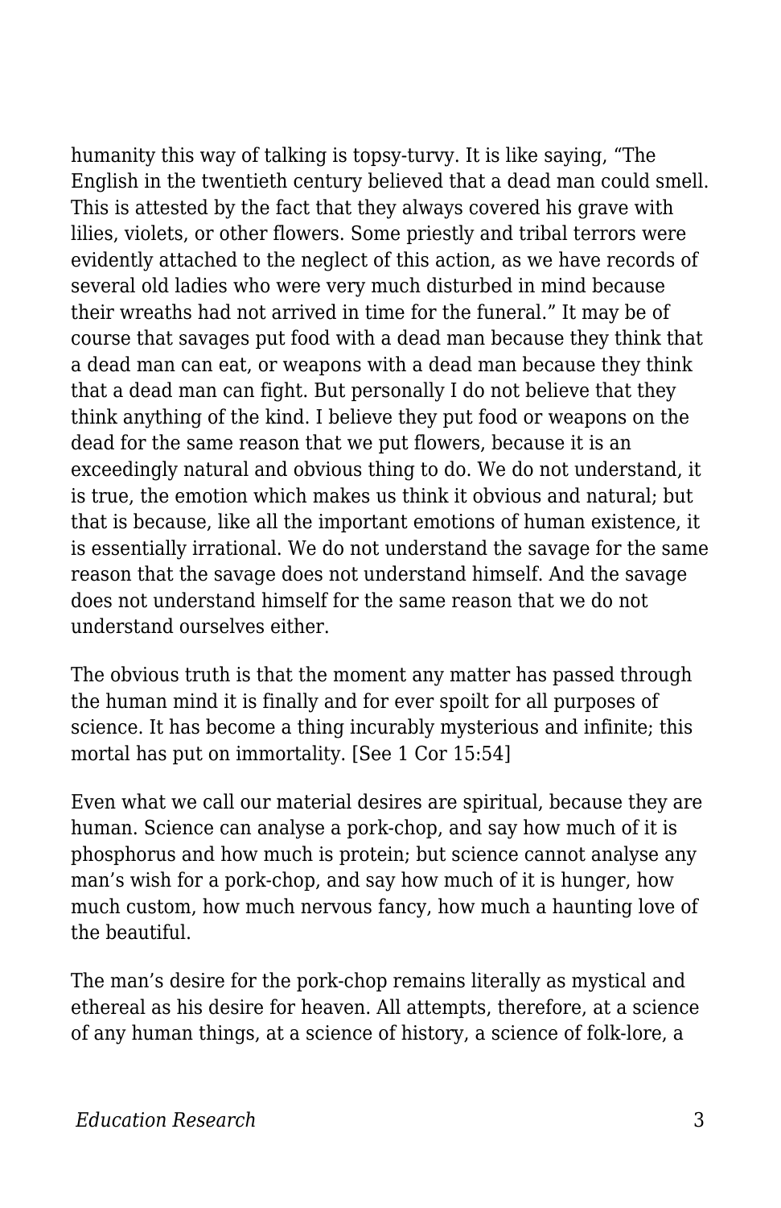humanity this way of talking is topsy-turvy. It is like saying, “The English in the twentieth century believed that a dead man could smell. This is attested by the fact that they always covered his grave with lilies, violets, or other flowers. Some priestly and tribal terrors were evidently attached to the neglect of this action, as we have records of several old ladies who were very much disturbed in mind because their wreaths had not arrived in time for the funeral.” It may be of course that savages put food with a dead man because they think that a dead man can eat, or weapons with a dead man because they think that a dead man can fight. But personally I do not believe that they think anything of the kind. I believe they put food or weapons on the dead for the same reason that we put flowers, because it is an exceedingly natural and obvious thing to do. We do not understand, it is true, the emotion which makes us think it obvious and natural; but that is because, like all the important emotions of human existence, it is essentially irrational. We do not understand the savage for the same reason that the savage does not understand himself. And the savage does not understand himself for the same reason that we do not understand ourselves either.

The obvious truth is that the moment any matter has passed through the human mind it is finally and for ever spoilt for all purposes of science. It has become a thing incurably mysterious and infinite; this mortal has put on immortality. [See 1 Cor 15:54]

Even what we call our material desires are spiritual, because they are human. Science can analyse a pork-chop, and say how much of it is phosphorus and how much is protein; but science cannot analyse any man’s wish for a pork-chop, and say how much of it is hunger, how much custom, how much nervous fancy, how much a haunting love of the beautiful.

The man’s desire for the pork-chop remains literally as mystical and ethereal as his desire for heaven. All attempts, therefore, at a science of any human things, at a science of history, a science of folk-lore, a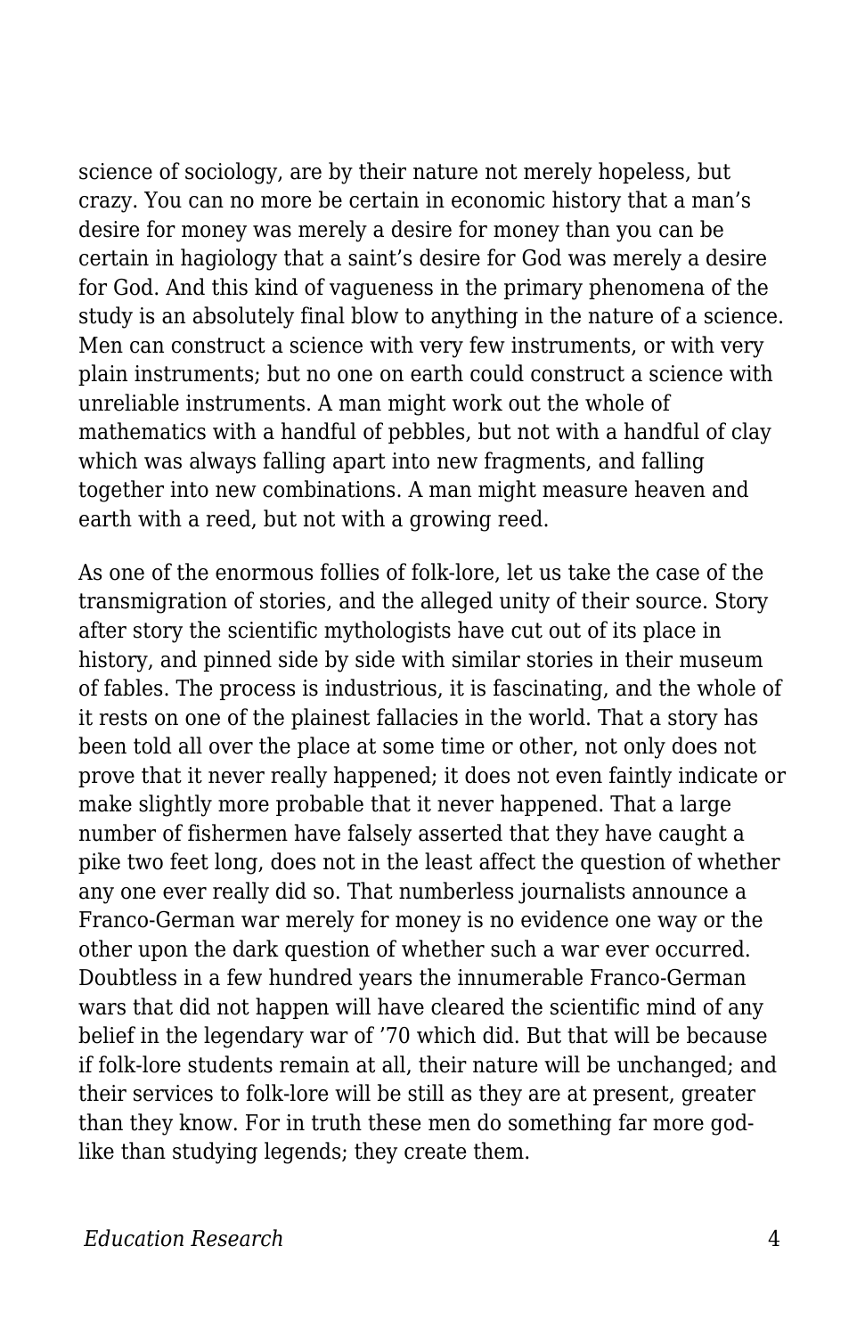science of sociology, are by their nature not merely hopeless, but crazy. You can no more be certain in economic history that a man's desire for money was merely a desire for money than you can be certain in hagiology that a saint's desire for God was merely a desire for God. And this kind of vagueness in the primary phenomena of the study is an absolutely final blow to anything in the nature of a science. Men can construct a science with very few instruments, or with very plain instruments; but no one on earth could construct a science with unreliable instruments. A man might work out the whole of mathematics with a handful of pebbles, but not with a handful of clay which was always falling apart into new fragments, and falling together into new combinations. A man might measure heaven and earth with a reed, but not with a growing reed.

As one of the enormous follies of folk-lore, let us take the case of the transmigration of stories, and the alleged unity of their source. Story after story the scientific mythologists have cut out of its place in history, and pinned side by side with similar stories in their museum of fables. The process is industrious, it is fascinating, and the whole of it rests on one of the plainest fallacies in the world. That a story has been told all over the place at some time or other, not only does not prove that it never really happened; it does not even faintly indicate or make slightly more probable that it never happened. That a large number of fishermen have falsely asserted that they have caught a pike two feet long, does not in the least affect the question of whether any one ever really did so. That numberless journalists announce a Franco-German war merely for money is no evidence one way or the other upon the dark question of whether such a war ever occurred. Doubtless in a few hundred years the innumerable Franco-German wars that did not happen will have cleared the scientific mind of any belief in the legendary war of '70 which did. But that will be because if folk-lore students remain at all, their nature will be unchanged; and their services to folk-lore will be still as they are at present, greater than they know. For in truth these men do something far more god-like than studying legends; they create them.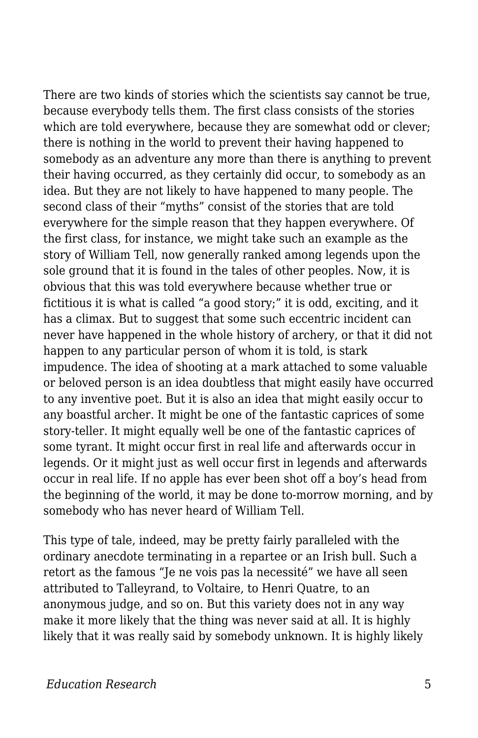There are two kinds of stories which the scientists say cannot be true, because everybody tells them. The first class consists of the stories which are told everywhere, because they are somewhat odd or clever; there is nothing in the world to prevent their having happened to somebody as an adventure any more than there is anything to prevent their having occurred, as they certainly did occur, to somebody as an idea. But they are not likely to have happened to many people. The second class of their "myths" consist of the stories that are told everywhere for the simple reason that they happen everywhere. Of the first class, for instance, we might take such an example as the story of William Tell, now generally ranked among legends upon the sole ground that it is found in the tales of other peoples. Now, it is obvious that this was told everywhere because whether true or fictitious it is what is called "a good story;" it is odd, exciting, and it has a climax. But to suggest that some such eccentric incident can never have happened in the whole history of archery, or that it did not happen to any particular person of whom it is told, is stark impudence. The idea of shooting at a mark attached to some valuable or beloved person is an idea doubtless that might easily have occurred to any inventive poet. But it is also an idea that might easily occur to any boastful archer. It might be one of the fantastic caprices of some story-teller. It might equally well be one of the fantastic caprices of some tyrant. It might occur first in real life and afterwards occur in legends. Or it might just as well occur first in legends and afterwards occur in real life. If no apple has ever been shot off a boy's head from the beginning of the world, it may be done to-morrow morning, and by somebody who has never heard of William Tell.

This type of tale, indeed, may be pretty fairly paralleled with the ordinary anecdote terminating in a repartee or an Irish bull. Such a retort as the famous "Je ne vois pas la necessité" we have all seen attributed to Talleyrand, to Voltaire, to Henri Quatre, to an anonymous judge, and so on. But this variety does not in any way make it more likely that the thing was never said at all. It is highly likely that it was really said by somebody unknown. It is highly likely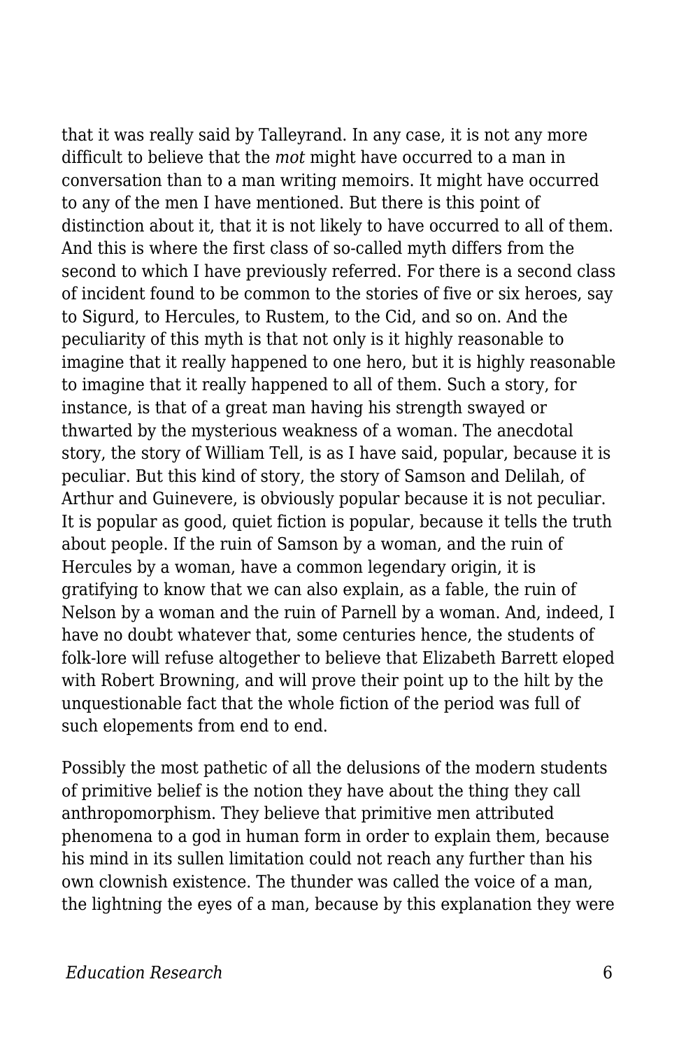that it was really said by Talleyrand. In any case, it is not any more difficult to believe that the *mot* might have occurred to a man in conversation than to a man writing memoirs. It might have occurred to any of the men I have mentioned. But there is this point of distinction about it, that it is not likely to have occurred to all of them. And this is where the first class of so-called myth differs from the second to which I have previously referred. For there is a second class of incident found to be common to the stories of five or six heroes, say to Sigurd, to Hercules, to Rustem, to the Cid, and so on. And the peculiarity of this myth is that not only is it highly reasonable to imagine that it really happened to one hero, but it is highly reasonable to imagine that it really happened to all of them. Such a story, for instance, is that of a great man having his strength swayed or thwarted by the mysterious weakness of a woman. The anecdotal story, the story of William Tell, is as I have said, popular, because it is peculiar. But this kind of story, the story of Samson and Delilah, of Arthur and Guinevere, is obviously popular because it is not peculiar. It is popular as good, quiet fiction is popular, because it tells the truth about people. If the ruin of Samson by a woman, and the ruin of Hercules by a woman, have a common legendary origin, it is gratifying to know that we can also explain, as a fable, the ruin of Nelson by a woman and the ruin of Parnell by a woman. And, indeed, I have no doubt whatever that, some centuries hence, the students of folk-lore will refuse altogether to believe that Elizabeth Barrett eloped with Robert Browning, and will prove their point up to the hilt by the unquestionable fact that the whole fiction of the period was full of such elopements from end to end.

Possibly the most pathetic of all the delusions of the modern students of primitive belief is the notion they have about the thing they call anthropomorphism. They believe that primitive men attributed phenomena to a god in human form in order to explain them, because his mind in its sullen limitation could not reach any further than his own clownish existence. The thunder was called the voice of a man, the lightning the eyes of a man, because by this explanation they were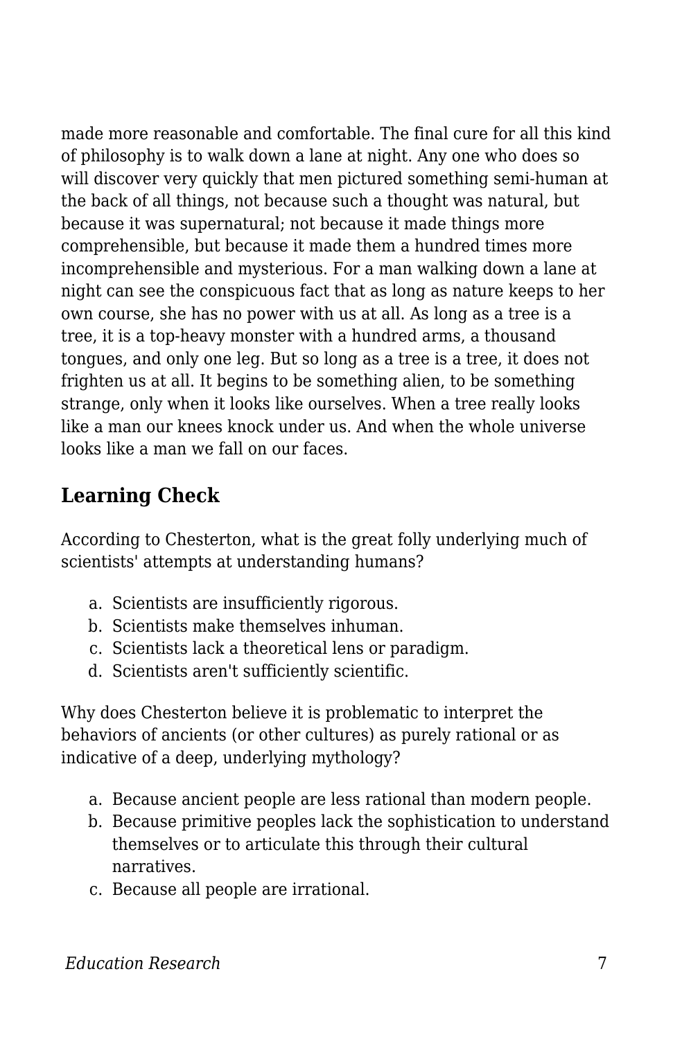made more reasonable and comfortable. The final cure for all this kind of philosophy is to walk down a lane at night. Any one who does so will discover very quickly that men pictured something semi-human at the back of all things, not because such a thought was natural, but because it was supernatural; not because it made things more comprehensible, but because it made them a hundred times more incomprehensible and mysterious. For a man walking down a lane at night can see the conspicuous fact that as long as nature keeps to her own course, she has no power with us at all. As long as a tree is a tree, it is a top-heavy monster with a hundred arms, a thousand tongues, and only one leg. But so long as a tree is a tree, it does not frighten us at all. It begins to be something alien, to be something strange, only when it looks like ourselves. When a tree really looks like a man our knees knock under us. And when the whole universe looks like a man we fall on our faces.

## Learning Check

According to Chesterton, what is the great folly underlying much of scientists' attempts at understanding humans?

a. Scientists are insufficiently rigorous.
b. Scientists make themselves inhuman.
c. Scientists lack a theoretical lens or paradigm.
d. Scientists aren't sufficiently scientific.

Why does Chesterton believe it is problematic to interpret the behaviors of ancients (or other cultures) as purely rational or as indicative of a deep, underlying mythology?

a. Because ancient people are less rational than modern people.
b. Because primitive peoples lack the sophistication to understand themselves or to articulate this through their cultural narratives.
c. Because all people are irrational.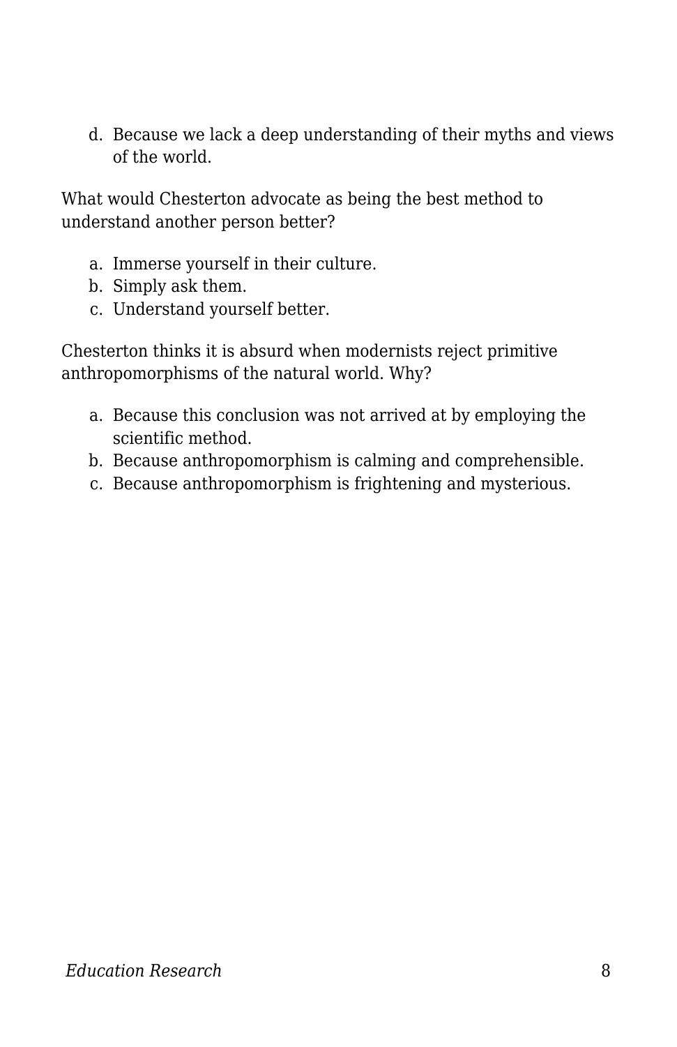d. Because we lack a deep understanding of their myths and views of the world.

What would Chesterton advocate as being the best method to understand another person better?

a. Immerse yourself in their culture.
b. Simply ask them.
c. Understand yourself better.

Chesterton thinks it is absurd when modernists reject primitive anthropomorphisms of the natural world. Why?

a. Because this conclusion was not arrived at by employing the scientific method.
b. Because anthropomorphism is calming and comprehensible.
c. Because anthropomorphism is frightening and mysterious.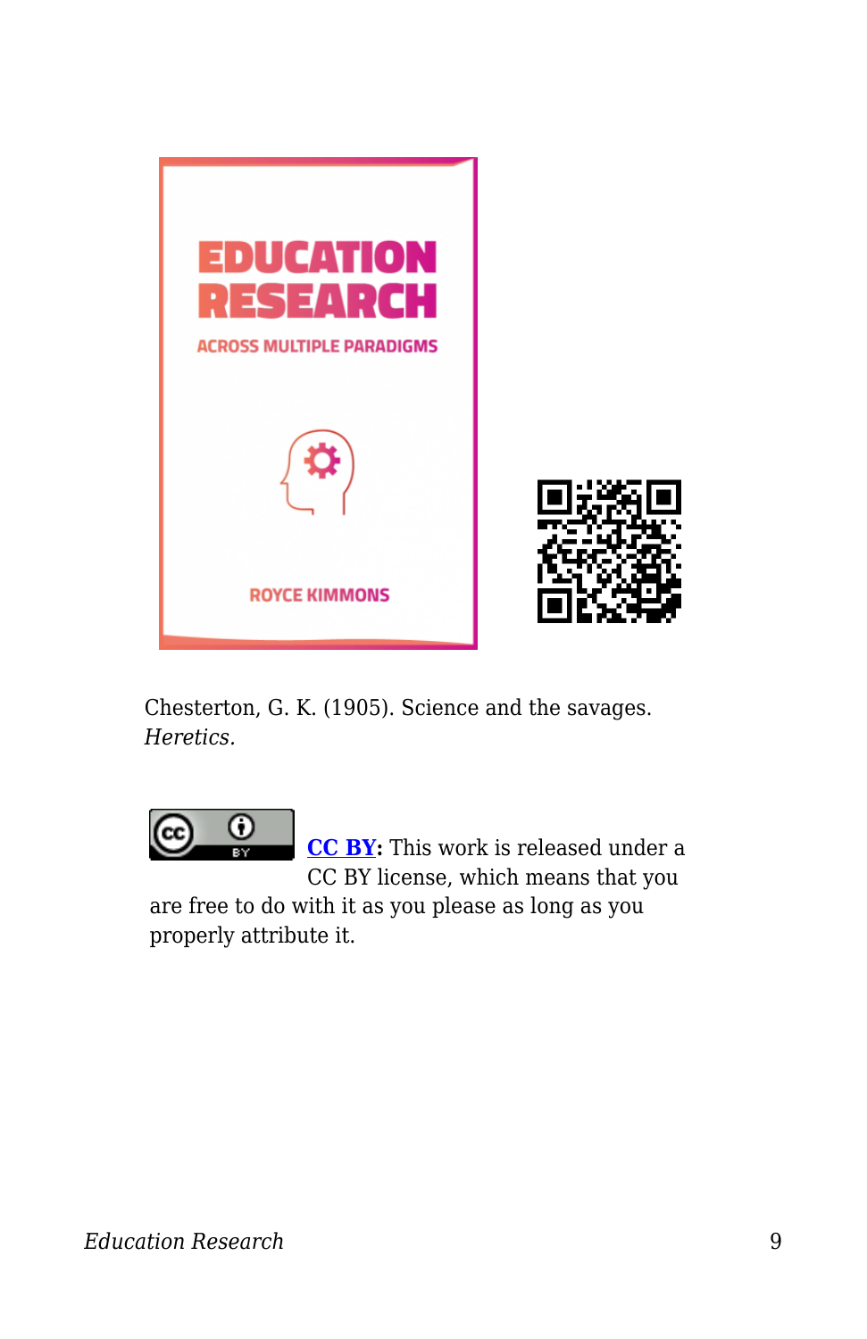Chesterton, G. K. (1905). Science and the savages. *Heretics.*

**CC BY:** This work is released under a CC BY license, which means that you are free to do with it as you please as long as you properly attribute it.